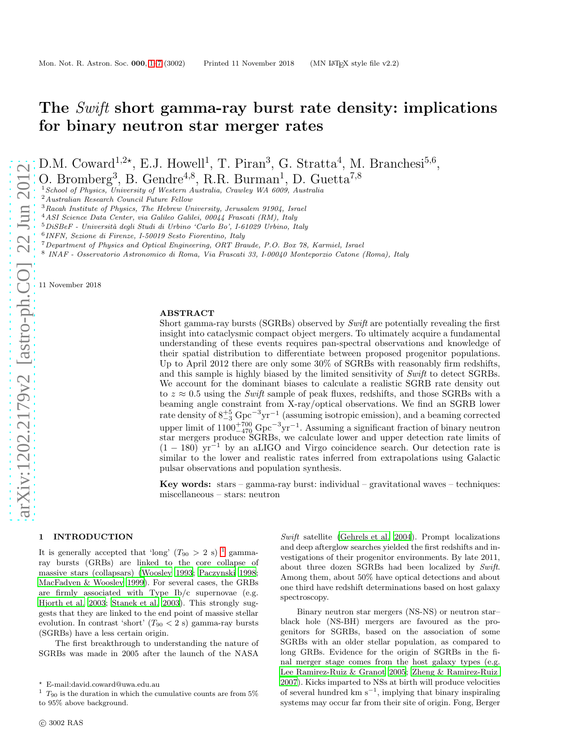# The *Swift* short gamma-ray burst rate density: implications for binary neutron star merger rates

D.M. Coward[1,2⋆], E.J. Howell[1], T. Piran[3], G. Stratta[4], M. Branchesi[5,6], O. Bromberg[3], B. Gendre[4,8], R.R. Burman[1], D. Guetta[7,8]

[1] *School of Physics, University of Western Australia, Crawley WA 6009, Australia*
[2] *Australian Research Council Future Fellow*
[3] *Racah Institute of Physics, The Hebrew University, Jerusalem 91904, Israel*
[4] *ASI Science Data Center, via Galileo Galilei, 00044 Frascati (RM), Italy*
[5] *DiSBeF - Università degli Studi di Urbino 'Carlo Bo', I-61029 Urbino, Italy*
[6] *INFN, Sezione di Firenze, I-50019 Sesto Fiorentino, Italy*
[7] *Department of Physics and Optical Engineering, ORT Braude, P.O. Box 78, Karmiel, Israel*
[8] *INAF - Osservatorio Astronomico di Roma, Via Frascati 33, I-00040 Monteporzio Catone (Roma), Italy*

11 November 2018

## ABSTRACT

Short gamma-ray bursts (SGRBs) observed by *Swift* are potentially revealing the first insight into cataclysmic compact object mergers. To ultimately acquire a fundamental understanding of these events requires pan-spectral observations and knowledge of their spatial distribution to differentiate between proposed progenitor populations. Up to April 2012 there are only some 30% of SGRBs with reasonably firm redshifts, and this sample is highly biased by the limited sensitivity of *Swift* to detect SGRBs. We account for the dominant biases to calculate a realistic SGRB rate density out to $z \approx 0.5$ using the *Swift* sample of peak fluxes, redshifts, and those SGRBs with a beaming angle constraint from X-ray/optical observations. We find an SGRB lower rate density of $8^{+5}_{-3}$ Gpc$^{-3}$yr$^{-1}$ (assuming isotropic emission), and a beaming corrected upper limit of $1100^{+700}_{-470}$ Gpc$^{-3}$yr$^{-1}$. Assuming a significant fraction of binary neutron star mergers produce SGRBs, we calculate lower and upper detection rate limits of $(1 - 180)$ yr$^{-1}$ by an aLIGO and Virgo coincidence search. Our detection rate is similar to the lower and realistic rates inferred from extrapolations using Galactic pulsar observations and population synthesis.

**Key words:** stars – gamma-ray burst: individual – gravitational waves – techniques: miscellaneous – stars: neutron

## 1 INTRODUCTION

It is generally accepted that 'long' ($T_{90} > 2$ s) [1] gamma-ray bursts (GRBs) are linked to the core collapse of massive stars (collapsars) (Woosley 1993; Paczynski 1998; MacFadyen & Woosley 1999). For several cases, the GRBs are firmly associated with Type Ib/c supernovae (e.g. Hjorth et al. 2003; Stanek et al. 2003). This strongly suggests that they are linked to the end point of massive stellar evolution. In contrast 'short' ($T_{90} < 2$ s) gamma-ray bursts (SGRBs) have a less certain origin.

The first breakthrough to understanding the nature of SGRBs was made in 2005 after the launch of the NASA *Swift* satellite (Gehrels et al. 2004). Prompt localizations and deep afterglow searches yielded the first redshifts and investigations of their progenitor environments. By late 2011, about three dozen SGRBs had been localized by *Swift*. Among them, about 50% have optical detections and about one third have redshift determinations based on host galaxy spectroscopy.

Binary neutron star mergers (NS-NS) or neutron star–black hole (NS-BH) mergers are favoured as the progenitors for SGRBs, based on the association of some SGRBs with an older stellar population, as compared to long GRBs. Evidence for the origin of SGRBs in the final merger stage comes from the host galaxy types (e.g. Lee Ramirez-Ruiz & Granot 2005; Zheng & Ramirez-Ruiz 2007). Kicks imparted to NSs at birth will produce velocities of several hundred km s$^{-1}$, implying that binary inspiraling systems may occur far from their site of origin. Fong, Berger

⋆ E-mail:david.coward@uwa.edu.au
[1] $T_{90}$ is the duration in which the cumulative counts are from 5% to 95% above background.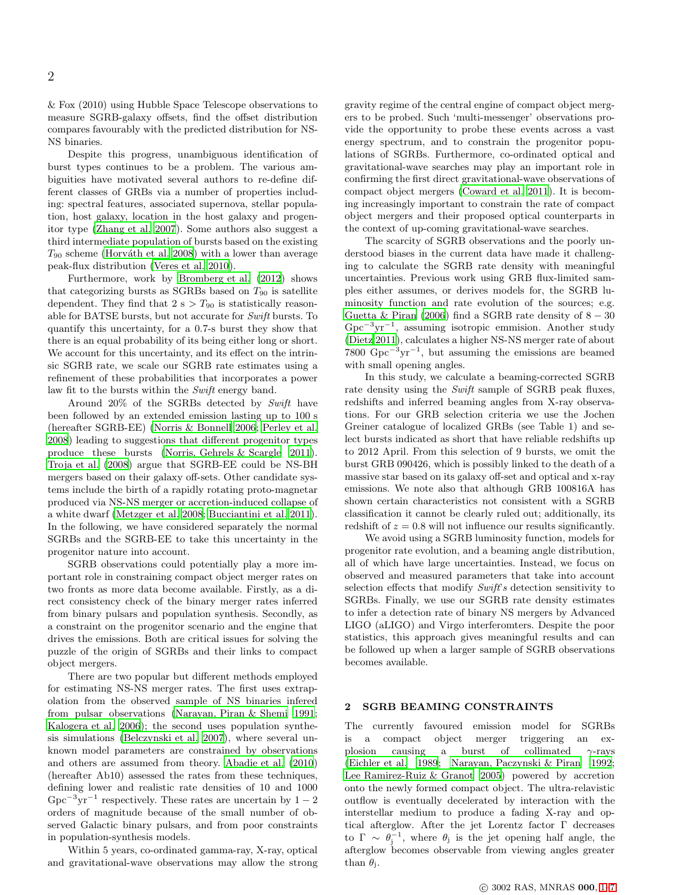& Fox (2010) using Hubble Space Telescope observations to measure SGRB-galaxy offsets, find the offset distribution compares favourably with the predicted distribution for NS-NS binaries.

Despite this progress, unambiguous identification of burst types continues to be a problem. The various ambiguities have motivated several authors to re-define different classes of GRBs via a number of properties including: spectral features, associated supernova, stellar population, host galaxy, location in the host galaxy and progenitor type (Zhang et al. 2007). Some authors also suggest a third intermediate population of bursts based on the existing $T_{90}$ scheme (Horváth et al. 2008) with a lower than average peak-flux distribution (Veres et al. 2010).

Furthermore, work by Bromberg et al. (2012) shows that categorizing bursts as SGRBs based on $T_{90}$ is satellite dependent. They find that 2 s $> T_{90}$ is statistically reasonable for BATSE bursts, but not accurate for *Swift* bursts. To quantify this uncertainty, for a 0.7-s burst they show that there is an equal probability of its being either long or short. We account for this uncertainty, and its effect on the intrinsic SGRB rate, we scale our SGRB rate estimates using a refinement of these probabilities that incorporates a power law fit to the bursts within the *Swift* energy band.

Around 20% of the SGRBs detected by *Swift* have been followed by an extended emission lasting up to 100 s (hereafter SGRB-EE) (Norris & Bonnell 2006; Perley et al. 2008) leading to suggestions that different progenitor types produce these bursts (Norris, Gehrels & Scargle 2011). Troja et al. (2008) argue that SGRB-EE could be NS-BH mergers based on their galaxy off-sets. Other candidate systems include the birth of a rapidly rotating proto-magnetar produced via NS-NS merger or accretion-induced collapse of a white dwarf (Metzger et al. 2008; Bucciantini et al. 2011). In the following, we have considered separately the normal SGRBs and the SGRB-EE to take this uncertainty in the progenitor nature into account.

SGRB observations could potentially play a more important role in constraining compact object merger rates on two fronts as more data become available. Firstly, as a direct consistency check of the binary merger rates inferred from binary pulsars and population synthesis. Secondly, as a constraint on the progenitor scenario and the engine that drives the emissions. Both are critical issues for solving the puzzle of the origin of SGRBs and their links to compact object mergers.

There are two popular but different methods employed for estimating NS-NS merger rates. The first uses extrapolation from the observed sample of NS binaries infered from pulsar observations (Narayan, Piran & Shemi 1991; Kalogera et al. 2006); the second uses population synthesis simulations (Belczynski et al. 2007), where several unknown model parameters are constrained by observations and others are assumed from theory. Abadie et al. (2010) (hereafter Ab10) assessed the rates from these techniques, defining lower and realistic rate densities of 10 and 1000 $\mathrm{Gpc}^{-3}\mathrm{yr}^{-1}$ respectively. These rates are uncertain by $1-2$ orders of magnitude because of the small number of observed Galactic binary pulsars, and from poor constraints in population-synthesis models.

Within 5 years, co-ordinated gamma-ray, X-ray, optical and gravitational-wave observations may allow the strong gravity regime of the central engine of compact object mergers to be probed. Such 'multi-messenger' observations provide the opportunity to probe these events across a vast energy spectrum, and to constrain the progenitor populations of SGRBs. Furthermore, co-ordinated optical and gravitational-wave searches may play an important role in confirming the first direct gravitational-wave observations of compact object mergers (Coward et al. 2011). It is becoming increasingly important to constrain the rate of compact object mergers and their proposed optical counterparts in the context of up-coming gravitational-wave searches.

The scarcity of SGRB observations and the poorly understood biases in the current data have made it challenging to calculate the SGRB rate density with meaningful uncertainties. Previous work using GRB flux-limited samples either assumes, or derives models for, the SGRB luminosity function and rate evolution of the sources; e.g. Guetta & Piran (2006) find a SGRB rate density of $8-30$ $\mathrm{Gpc}^{-3}\mathrm{yr}^{-1}$, assuming isotropic emmision. Another study (Dietz 2011), calculates a higher NS-NS merger rate of about 7800 $\mathrm{Gpc}^{-3}\mathrm{yr}^{-1}$, but assuming the emissions are beamed with small opening angles.

In this study, we calculate a beaming-corrected SGRB rate density using the *Swift* sample of SGRB peak fluxes, redshifts and inferred beaming angles from X-ray observations. For our GRB selection criteria we use the Jochen Greiner catalogue of localized GRBs (see Table 1) and select bursts indicated as short that have reliable redshifts up to 2012 April. From this selection of 9 bursts, we omit the burst GRB 090426, which is possibly linked to the death of a massive star based on its galaxy off-set and optical and x-ray emissions. We note also that although GRB 100816A has shown certain characteristics not consistent with a SGRB classification it cannot be clearly ruled out; additionally, its redshift of $z = 0.8$ will not influence our results significantly.

We avoid using a SGRB luminosity function, models for progenitor rate evolution, and a beaming angle distribution, all of which have large uncertainties. Instead, we focus on observed and measured parameters that take into account selection effects that modify *Swift*'s detection sensitivity to SGRBs. Finally, we use our SGRB rate density estimates to infer a detection rate of binary NS mergers by Advanced LIGO (aLIGO) and Virgo interferomters. Despite the poor statistics, this approach gives meaningful results and can be followed up when a larger sample of SGRB observations becomes available.

## 2 SGRB BEAMING CONSTRAINTS

The currently favoured emission model for SGRBs is a compact object merger triggering an explosion causing a burst of collimated $\gamma$-rays (Eichler et al. 1989; Narayan, Paczynski & Piran 1992; Lee Ramirez-Ruiz & Granot 2005) powered by accretion onto the newly formed compact object. The ultra-relativistic outflow is eventually decelerated by interaction with the interstellar medium to produce a fading X-ray and optical afterglow. After the jet Lorentz factor $\Gamma$ decreases to $\Gamma \sim \theta_{\mathrm{j}}^{-1}$, where $\theta_{\mathrm{j}}$ is the jet opening half angle, the afterglow becomes observable from viewing angles greater than $\theta_{\mathrm{j}}$.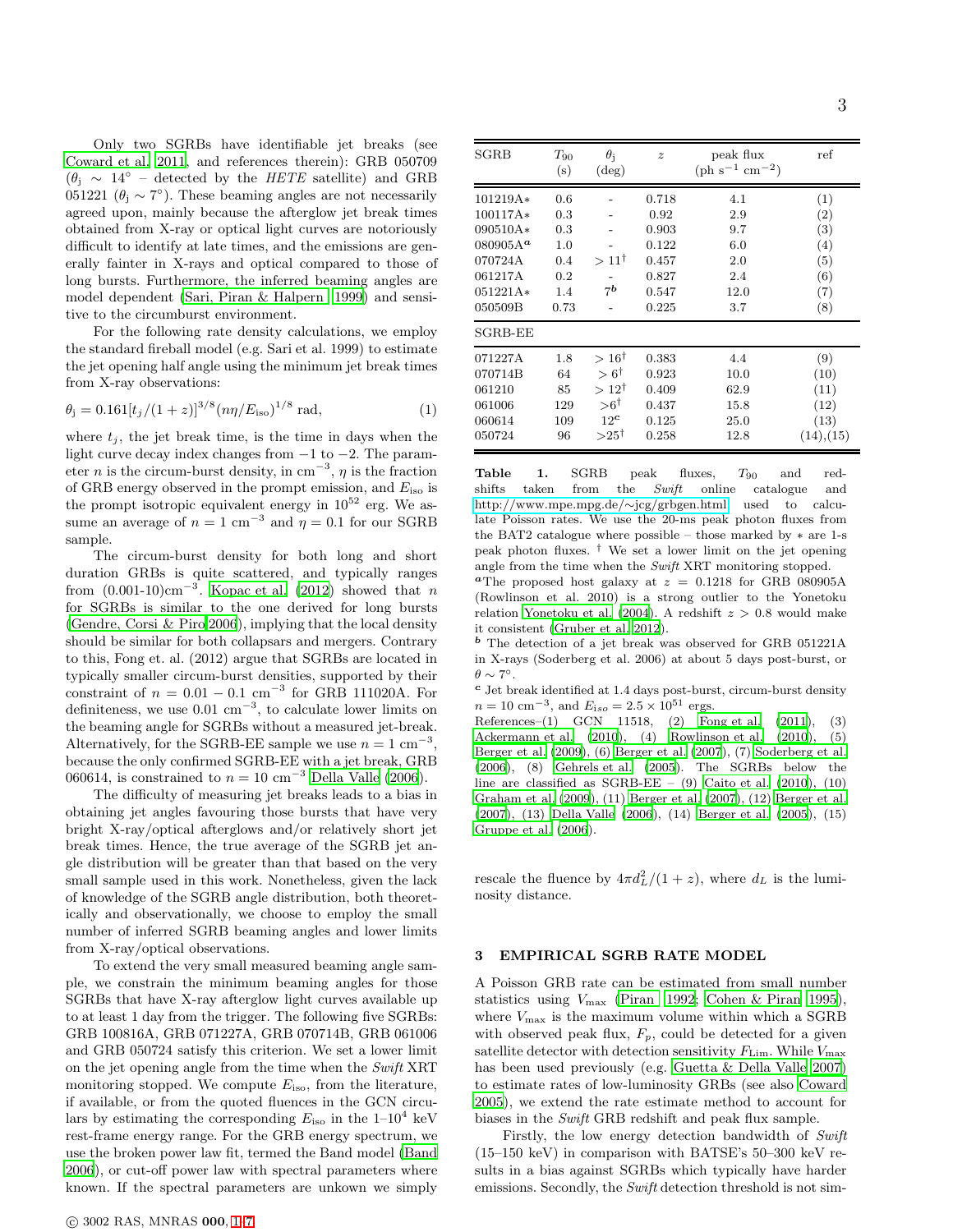Only two SGRBs have identifiable jet breaks (see Coward et al. 2011, and references therein): GRB 050709 ($\theta_{\rm j} \sim 14^\circ$ – detected by the *HETE* satellite) and GRB 051221 ($\theta_{\rm j} \sim 7^\circ$). These beaming angles are not necessarily agreed upon, mainly because the afterglow jet break times obtained from X-ray or optical light curves are notoriously difficult to identify at late times, and the emissions are generally fainter in X-rays and optical compared to those of long bursts. Furthermore, the inferred beaming angles are model dependent (Sari, Piran & Halpern 1999) and sensitive to the circumburst environment.

For the following rate density calculations, we employ the standard fireball model (e.g. Sari et al. 1999) to estimate the jet opening half angle using the minimum jet break times from X-ray observations:

$$\theta_{\rm j} = 0.161[t_j/(1+z)]^{3/8}(n\eta/E_{\rm iso})^{1/8}\ {\rm rad}, \quad (1)$$

where $t_j$, the jet break time, is the time in days when the light curve decay index changes from $-1$ to $-2$. The parameter $n$ is the circum-burst density, in ${\rm cm}^{-3}$, $\eta$ is the fraction of GRB energy observed in the prompt emission, and $E_{\rm iso}$ is the prompt isotropic equivalent energy in $10^{52}$ erg. We assume an average of $n = 1$ ${\rm cm}^{-3}$ and $\eta = 0.1$ for our SGRB sample.

The circum-burst density for both long and short duration GRBs is quite scattered, and typically ranges from $(0.001\text{-}10){\rm cm}^{-3}$. Kopac et al. (2012) showed that $n$ for SGRBs is similar to the one derived for long bursts (Gendre, Corsi & Piro 2006), implying that the local density should be similar for both collapsars and mergers. Contrary to this, Fong et. al. (2012) argue that SGRBs are located in typically smaller circum-burst densities, supported by their constraint of $n = 0.01 - 0.1$ ${\rm cm}^{-3}$ for GRB 111020A. For definiteness, we use 0.01 ${\rm cm}^{-3}$, to calculate lower limits on the beaming angle for SGRBs without a measured jet-break. Alternatively, for the SGRB-EE sample we use $n = 1$ ${\rm cm}^{-3}$, because the only confirmed SGRB-EE with a jet break, GRB 060614, is constrained to $n = 10$ ${\rm cm}^{-3}$ Della Valle (2006).

The difficulty of measuring jet breaks leads to a bias in obtaining jet angles favouring those bursts that have very bright X-ray/optical afterglows and/or relatively short jet break times. Hence, the true average of the SGRB jet angle distribution will be greater than that based on the very small sample used in this work. Nonetheless, given the lack of knowledge of the SGRB angle distribution, both theoretically and observationally, we choose to employ the small number of inferred SGRB beaming angles and lower limits from X-ray/optical observations.

To extend the very small measured beaming angle sample, we constrain the minimum beaming angles for those SGRBs that have X-ray afterglow light curves available up to at least 1 day from the trigger. The following five SGRBs: GRB 100816A, GRB 071227A, GRB 070714B, GRB 061006 and GRB 050724 satisfy this criterion. We set a lower limit on the jet opening angle from the time when the *Swift* XRT monitoring stopped. We compute $E_{\rm iso}$, from the literature, if available, or from the quoted fluences in the GCN circulars by estimating the corresponding $E_{\rm iso}$ in the 1–$10^4$ keV rest-frame energy range. For the GRB energy spectrum, we use the broken power law fit, termed the Band model (Band 2006), or cut-off power law with spectral parameters where known. If the spectral parameters are unkown we simply rescale the fluence by $4\pi d_L^2/(1+z)$, where $d_L$ is the luminosity distance.

| SGRB | $T_{90}$ (s) | $\theta_{\rm j}$ (deg) | $z$ | peak flux (ph s$^{-1}$ cm$^{-2}$) | ref |
|---|---|---|---|---|---|
| 101219A* | 0.6 | - | 0.718 | 4.1 | (1) |
| 100117A* | 0.3 | - | 0.92 | 2.9 | (2) |
| 090510A* | 0.3 | - | 0.903 | 9.7 | (3) |
| 080905A[a] | 1.0 | - | 0.122 | 6.0 | (4) |
| 070724A | 0.4 | $>11^\dagger$ | 0.457 | 2.0 | (5) |
| 061217A | 0.2 | - | 0.827 | 2.4 | (6) |
| 051221A* | 1.4 | 7[b] | 0.547 | 12.0 | (7) |
| 050509B | 0.73 | - | 0.225 | 3.7 | (8) |
| **SGRB-EE** | | | | | |
| 071227A | 1.8 | $>16^\dagger$ | 0.383 | 4.4 | (9) |
| 070714B | 64 | $>6^\dagger$ | 0.923 | 10.0 | (10) |
| 061210 | 85 | $>12^\dagger$ | 0.409 | 62.9 | (11) |
| 061006 | 129 | $>6^\dagger$ | 0.437 | 15.8 | (12) |
| 060614 | 109 | 12[c] | 0.125 | 25.0 | (13) |
| 050724 | 96 | $>25^\dagger$ | 0.258 | 12.8 | (14),(15) |

**Table 1.** SGRB peak fluxes, $T_{90}$ and redshifts taken from the *Swift* online catalogue and http://www.mpe.mpg.de/∼jcg/grbgen.html used to calculate Poisson rates. We use the 20-ms peak photon fluxes from the BAT2 catalogue where possible – those marked by * are 1-s peak photon fluxes. † We set a lower limit on the jet opening angle from the time when the *Swift* XRT monitoring stopped.
[a] The proposed host galaxy at $z = 0.1218$ for GRB 080905A (Rowlinson et al. 2010) is a strong outlier to the Yonetoku relation Yonetoku et al. (2004). A redshift $z > 0.8$ would make it consistent (Gruber et al. 2012).
[b] The detection of a jet break was observed for GRB 051221A in X-rays (Soderberg et al. 2006) at about 5 days post-burst, or $\theta \sim 7^\circ$.
[c] Jet break identified at 1.4 days post-burst, circum-burst density $n = 10$ ${\rm cm}^{-3}$, and $E_{iso} = 2.5 \times 10^{51}$ ergs.
References–(1) GCN 11518, (2) Fong et al. (2011), (3) Ackermann et al. (2010), (4) Rowlinson et al. (2010), (5) Berger et al. (2009), (6) Berger et al. (2007), (7) Soderberg et al. (2006), (8) Gehrels et al. (2005). The SGRBs below the line are classified as SGRB-EE – (9) Caito et al. (2010), (10) Graham et al. (2009), (11) Berger et al. (2007), (12) Berger et al. (2007), (13) Della Valle (2006), (14) Berger et al. (2005), (15) Gruppe et al. (2006).

## 3 EMPIRICAL SGRB RATE MODEL

A Poisson GRB rate can be estimated from small number statistics using $V_{\rm max}$ (Piran 1992; Cohen & Piran 1995), where $V_{\rm max}$ is the maximum volume within which a SGRB with observed peak flux, $F_p$, could be detected for a given satellite detector with detection sensitivity $F_{\rm Lim}$. While $V_{\rm max}$ has been used previously (e.g. Guetta & Della Valle 2007) to estimate rates of low-luminosity GRBs (see also Coward 2005), we extend the rate estimate method to account for biases in the *Swift* GRB redshift and peak flux sample.

Firstly, the low energy detection bandwidth of *Swift* (15–150 keV) in comparison with BATSE's 50–300 keV results in a bias against SGRBs which typically have harder emissions. Secondly, the *Swift* detection threshold is not sim-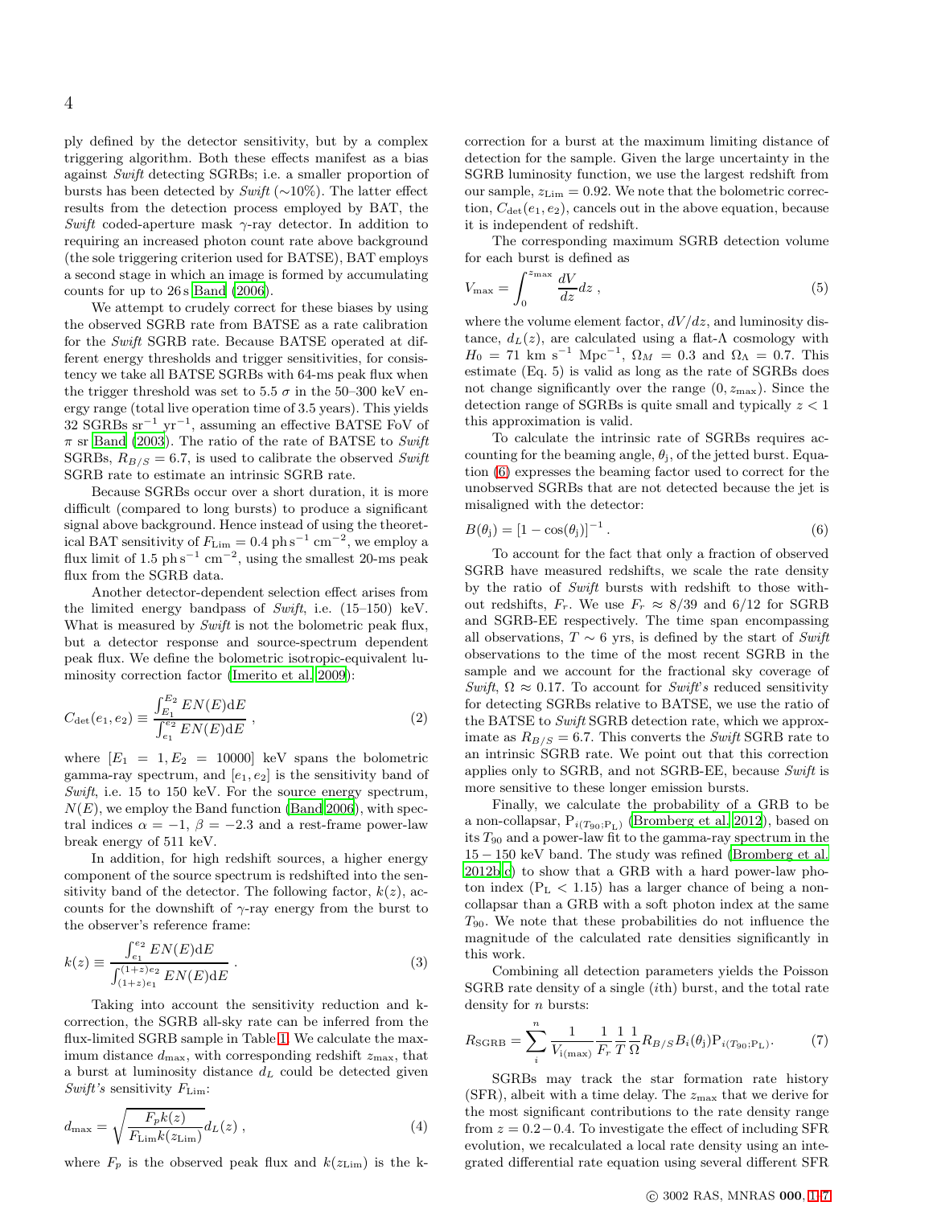ply defined by the detector sensitivity, but by a complex triggering algorithm. Both these effects manifest as a bias against *Swift* detecting SGRBs; i.e. a smaller proportion of bursts has been detected by *Swift* (∼10%). The latter effect results from the detection process employed by BAT, the *Swift* coded-aperture mask $\gamma$-ray detector. In addition to requiring an increased photon count rate above background (the sole triggering criterion used for BATSE), BAT employs a second stage in which an image is formed by accumulating counts for up to 26 s Band (2006).

We attempt to crudely correct for these biases by using the observed SGRB rate from BATSE as a rate calibration for the *Swift* SGRB rate. Because BATSE operated at different energy thresholds and trigger sensitivities, for consistency we take all BATSE SGRBs with 64-ms peak flux when the trigger threshold was set to 5.5 $\sigma$ in the 50–300 keV energy range (total live operation time of 3.5 years). This yields 32 SGRBs sr$^{-1}$ yr$^{-1}$, assuming an effective BATSE FoV of $\pi$ sr Band (2003). The ratio of the rate of BATSE to *Swift* SGRBs, $R_{B/S} = 6.7$, is used to calibrate the observed *Swift* SGRB rate to estimate an intrinsic SGRB rate.

Because SGRBs occur over a short duration, it is more difficult (compared to long bursts) to produce a significant signal above background. Hence instead of using the theoretical BAT sensitivity of $F_{\rm Lim} = 0.4$ ph s$^{-1}$ cm$^{-2}$, we employ a flux limit of 1.5 ph s$^{-1}$ cm$^{-2}$, using the smallest 20-ms peak flux from the SGRB data.

Another detector-dependent selection effect arises from the limited energy bandpass of *Swift*, i.e. (15–150) keV. What is measured by *Swift* is not the bolometric peak flux, but a detector response and source-spectrum dependent peak flux. We define the bolometric isotropic-equivalent luminosity correction factor (Imerito et al. 2009):

$$C_{\rm det}(e_1, e_2) \equiv \frac{\int_{E_1}^{E_2} EN(E){\rm d}E}{\int_{e_1}^{e_2} EN(E){\rm d}E} \ , \tag{2}$$

where $[E_1 = 1, E_2 = 10000]$ keV spans the bolometric gamma-ray spectrum, and $[e_1, e_2]$ is the sensitivity band of *Swift*, i.e. 15 to 150 keV. For the source energy spectrum, $N(E)$, we employ the Band function (Band 2006), with spectral indices $\alpha = -1$, $\beta = -2.3$ and a rest-frame power-law break energy of 511 keV.

In addition, for high redshift sources, a higher energy component of the source spectrum is redshifted into the sensitivity band of the detector. The following factor, $k(z)$, accounts for the downshift of $\gamma$-ray energy from the burst to the observer's reference frame:

$$k(z) \equiv \frac{\int_{e_1}^{e_2} EN(E){\rm d}E}{\int_{(1+z)e_1}^{(1+z)e_2} EN(E){\rm d}E} \ . \tag{3}$$

Taking into account the sensitivity reduction and k-correction, the SGRB all-sky rate can be inferred from the flux-limited SGRB sample in Table 1. We calculate the maximum distance $d_{\rm max}$, with corresponding redshift $z_{\rm max}$, that a burst at luminosity distance $d_L$ could be detected given *Swift's* sensitivity $F_{\rm Lim}$:

$$d_{\rm max} = \sqrt{\frac{F_p k(z)}{F_{\rm Lim} k(z_{\rm Lim})}} d_L(z) \ , \tag{4}$$

where $F_p$ is the observed peak flux and $k(z_{\rm Lim})$ is the k-correction for a burst at the maximum limiting distance of detection for the sample. Given the large uncertainty in the SGRB luminosity function, we use the largest redshift from our sample, $z_{\rm Lim} = 0.92$. We note that the bolometric correction, $C_{\rm det}(e_1, e_2)$, cancels out in the above equation, because it is independent of redshift.

The corresponding maximum SGRB detection volume for each burst is defined as

$$V_{\rm max} = \int_0^{z_{\rm max}} \frac{dV}{dz} dz \ , \tag{5}$$

where the volume element factor, $dV/dz$, and luminosity distance, $d_L(z)$, are calculated using a flat-$\Lambda$ cosmology with $H_0 = 71$ km s$^{-1}$ Mpc$^{-1}$, $\Omega_M = 0.3$ and $\Omega_\Lambda = 0.7$. This estimate (Eq. 5) is valid as long as the rate of SGRBs does not change significantly over the range $(0, z_{\rm max})$. Since the detection range of SGRBs is quite small and typically $z < 1$ this approximation is valid.

To calculate the intrinsic rate of SGRBs requires accounting for the beaming angle, $\theta_{\rm j}$, of the jetted burst. Equation (6) expresses the beaming factor used to correct for the unobserved SGRBs that are not detected because the jet is misaligned with the detector:

$$B(\theta_{\rm j}) = [1 - \cos(\theta_{\rm j})]^{-1} \,. \tag{6}$$

To account for the fact that only a fraction of observed SGRB have measured redshifts, we scale the rate density by the ratio of *Swift* bursts with redshift to those without redshifts, $F_r$. We use $F_r \approx 8/39$ and $6/12$ for SGRB and SGRB-EE respectively. The time span encompassing all observations, $T \sim 6$ yrs, is defined by the start of *Swift* observations to the time of the most recent SGRB in the sample and we account for the fractional sky coverage of *Swift*, $\Omega \approx 0.17$. To account for *Swift's* reduced sensitivity for detecting SGRBs relative to BATSE, we use the ratio of the BATSE to *Swift* SGRB detection rate, which we approximate as $R_{B/S} = 6.7$. This converts the *Swift* SGRB rate to an intrinsic SGRB rate. We point out that this correction applies only to SGRB, and not SGRB-EE, because *Swift* is more sensitive to these longer emission bursts.

Finally, we calculate the probability of a GRB to be a non-collapsar, ${\rm P}_{i(T_{90};{\rm P_L})}$ (Bromberg et al. 2012), based on its $T_{90}$ and a power-law fit to the gamma-ray spectrum in the $15-150$ keV band. The study was refined (Bromberg et al. 2012b,c) to show that a GRB with a hard power-law photon index (${\rm P_L} < 1.15$) has a larger chance of being a non-collapsar than a GRB with a soft photon index at the same $T_{90}$. We note that these probabilities do not influence the magnitude of the calculated rate densities significantly in this work.

Combining all detection parameters yields the Poisson SGRB rate density of a single ($i$th) burst, and the total rate density for $n$ bursts:

$$R_{\rm SGRB} = \sum_i^n \frac{1}{V_{\rm i(max)}} \frac{1}{F_r} \frac{1}{T} \frac{1}{\Omega} R_{B/S} B_i(\theta_{\rm j}) {\rm P}_{i(T_{90};{\rm P_L})}. \tag{7}$$

SGRBs may track the star formation rate history (SFR), albeit with a time delay. The $z_{\rm max}$ that we derive for the most significant contributions to the rate density range from $z = 0.2-0.4$. To investigate the effect of including SFR evolution, we recalculated a local rate density using an integrated differential rate equation using several different SFR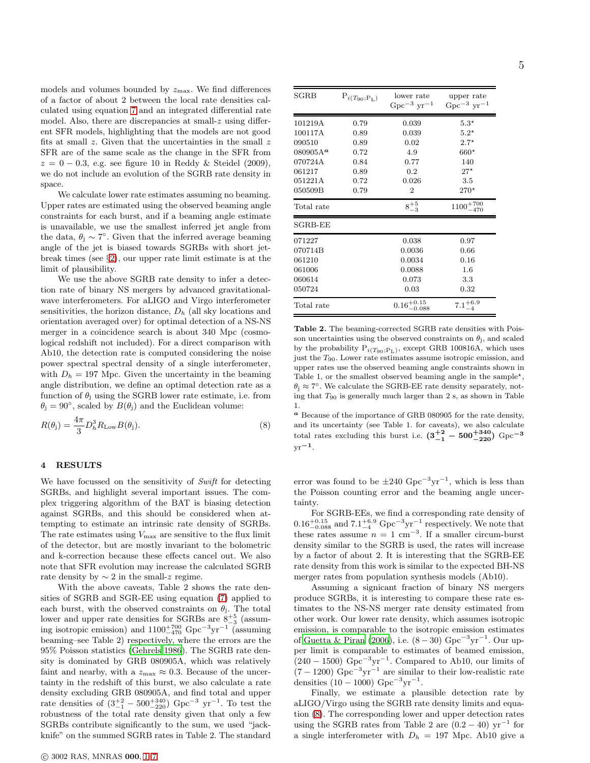models and volumes bounded by $z_{\rm max}$. We find differences of a factor of about 2 between the local rate densities calculated using equation 7 and an integrated differential rate model. Also, there are discrepancies at small-$z$ using different SFR models, highlighting that the models are not good fits at small $z$. Given that the uncertainties in the small $z$ SFR are of the same scale as the change in the SFR from $z = 0 - 0.3$, e.g. see figure 10 in Reddy & Steidel (2009), we do not include an evolution of the SGRB rate density in space.

We calculate lower rate estimates assuming no beaming. Upper rates are estimated using the observed beaming angle constraints for each burst, and if a beaming angle estimate is unavailable, we use the smallest inferred jet angle from the data, $\theta_{\rm j} \sim 7^{\circ}$. Given that the inferred average beaming angle of the jet is biased towards SGRBs with short jet-break times (see §2), our upper rate limit estimate is at the limit of plausibility.

We use the above SGRB rate density to infer a detection rate of binary NS mergers by advanced gravitational-wave interferometers. For aLIGO and Virgo interferometer sensitivities, the horizon distance, $D_h$ (all sky locations and orientation averaged over) for optimal detection of a NS-NS merger in a coincidence search is about 340 Mpc (cosmological redshift not included). For a direct comparison with Ab10, the detection rate is computed considering the noise power spectral spectral density of a single interferometer, with $D_h = 197$ Mpc. Given the uncertainty in the beaming angle distribution, we define an optimal detection rate as a function of $\theta_{\rm j}$ using the SGRB lower rate estimate, i.e. from $\theta_{\rm j} = 90^{\circ}$, scaled by $B(\theta_{\rm j})$ and the Euclidean volume:

$$R(\theta_{\rm j}) = \frac{4\pi}{3} D_h^3 R_{\rm Low} B(\theta_{\rm j}). \tag{8}$$

## 4 RESULTS

We have focussed on the sensitivity of *Swift* for detecting SGRBs, and highlight several important issues. The complex triggering algorithm of the BAT is biasing detection against SGRBs, and this should be considered when attempting to estimate an intrinsic rate density of SGRBs. The rate estimates using $V_{\rm max}$ are sensitive to the flux limit of the detector, but are mostly invariant to the bolometric and k-correction because these effects cancel out. We also note that SFR evolution may increase the calculated SGRB rate density by $\sim 2$ in the small-$z$ regime.

With the above caveats, Table 2 shows the rate densities of SGRB and SGR-EE using equation (7) applied to each burst, with the observed constraints on $\theta_{\rm j}$. The total lower and upper rate densities for SGRBs are $8^{+5}_{-3}$ (assuming isotropic emission) and $1100^{+700}_{-470}$ Gpc$^{-3}$yr$^{-1}$ (assuming beaming–see Table 2) respectively, where the errors are the 95% Poisson statistics (Gehrels 1986). The SGRB rate density is dominated by GRB 080905A, which was relatively faint and nearby, with a $z_{\rm max} \approx 0.3$. Because of the uncertainty in the redshift of this burst, we also calculate a rate density excluding GRB 080905A, and find total and upper rate densities of $(3^{+2}_{-1} - 500^{+340}_{-220})$ Gpc$^{-3}$ yr$^{-1}$. To test the robustness of the total rate density given that only a few SGRBs contribute significantly to the sum, we used "jack-knife" on the summed SGRB rates in Table 2. The standard error was found to be $\pm 240$ Gpc$^{-3}$yr$^{-1}$, which is less than the Poisson counting error and the beaming angle uncertainty.

| SGRB | $P_{i(T_{90};P_{\rm L})}$ | lower rate Gpc$^{-3}$ yr$^{-1}$ | upper rate Gpc$^{-3}$ yr$^{-1}$ |
|---|---|---|---|
| 101219A | 0.79 | 0.039 | 5.3* |
| 100117A | 0.89 | 0.039 | 5.2* |
| 090510 | 0.89 | 0.02 | 2.7* |
| 080905A[a] | 0.72 | 4.9 | 660* |
| 070724A | 0.84 | 0.77 | 140 |
| 061217 | 0.89 | 0.2 | 27* |
| 051221A | 0.72 | 0.026 | 3.5 |
| 050509B | 0.79 | 2 | 270* |
| Total rate | | $8^{+5}_{-3}$ | $1100^{+700}_{-470}$ |
| **SGRB-EE** | | | |
| 071227 | | 0.038 | 0.97 |
| 070714B | | 0.0036 | 0.66 |
| 061210 | | 0.0034 | 0.16 |
| 061006 | | 0.0088 | 1.6 |
| 060614 | | 0.073 | 3.3 |
| 050724 | | 0.03 | 0.32 |
| Total rate | | $0.16^{+0.15}_{-0.088}$ | $7.1^{+6.9}_{-4}$ |

**Table 2.** The beaming-corrected SGRB rate densities with Poisson uncertainties using the observed constraints on $\theta_{\rm j}$, and scaled by the probability $P_{i(T_{90};P_{\rm L})}$, except GRB 100816A, which uses just the $T_{90}$. Lower rate estimates assume isotropic emission, and upper rates use the observed beaming angle constraints shown in Table 1, or the smallest observed beaming angle in the sample*, $\theta_{\rm j} \approx 7^{\circ}$. We calculate the SGRB-EE rate density separately, noting that $T_{90}$ is generally much larger than 2 s, as shown in Table 1.

[a] Because of the importance of GRB 080905 for the rate density, and its uncertainty (see Table 1. for caveats), we also calculate total rates excluding this burst i.e. $\mathbf{(3^{+2}_{-1} - 500^{+340}_{-220})}$ **Gpc$^{-3}$ yr$^{-1}$**.

For SGRB-EEs, we find a corresponding rate density of $0.16^{+0.15}_{-0.088}$ and $7.1^{+6.9}_{-4}$ Gpc$^{-3}$yr$^{-1}$ respectively. We note that these rates assume $n = 1$ cm$^{-3}$. If a smaller circum-burst density similar to the SGRB is used, the rates will increase by a factor of about 2. It is interesting that the SGRB-EE rate density from this work is similar to the expected BH-NS merger rates from population synthesis models (Ab10).

Assuming a signicant fraction of binary NS mergers produce SGRBs, it is interesting to compare these rate estimates to the NS-NS merger rate density estimated from other work. Our lower rate density, which assumes isotropic emission, is comparable to the isotropic emission estimates of Guetta & Piran (2006), i.e. $(8 - 30)$ Gpc$^{-3}$yr$^{-1}$. Our upper limit is comparable to estimates of beamed emission, $(240 - 1500)$ Gpc$^{-3}$yr$^{-1}$. Compared to Ab10, our limits of $(7 - 1200)$ Gpc$^{-3}$yr$^{-1}$ are similar to their low-realistic rate densities $(10 - 1000)$ Gpc$^{-3}$yr$^{-1}$.

Finally, we estimate a plausible detection rate by aLIGO/Virgo using the SGRB rate density limits and equation (8). The corresponding lower and upper detection rates using the SGRB rates from Table 2 are $(0.2 - 40)$ yr$^{-1}$ for a single interferometer with $D_h = 197$ Mpc. Ab10 give a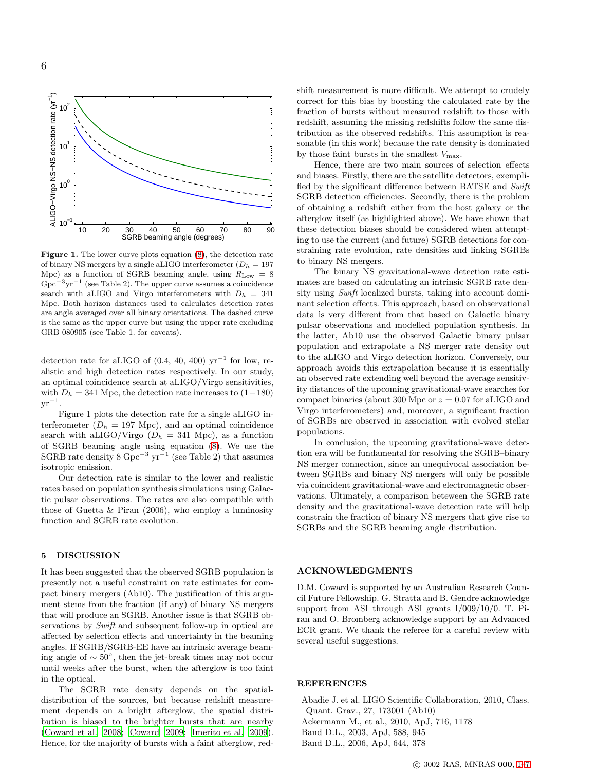**Figure 1.** The lower curve plots equation (8), the detection rate of binary NS mergers by a single aLIGO interferometer ($D_h = 197$ Mpc) as a function of SGRB beaming angle, using $R_{\rm Low} = 8$ $\rm Gpc^{-3} yr^{-1}$ (see Table 2). The upper curve assumes a coincidence search with aLIGO and Virgo interferometers with $D_h = 341$ Mpc. Both horizon distances used to calculates detection rates are angle averaged over all binary orientations. The dashed curve is the same as the upper curve but using the upper rate excluding GRB 080905 (see Table 1. for caveats).

detection rate for aLIGO of (0.4, 40, 400) $\rm yr^{-1}$ for low, realistic and high detection rates respectively. In our study, an optimal coincidence search at aLIGO/Virgo sensitivities, with $D_h = 341$ Mpc, the detection rate increases to $(1-180)$ $\rm yr^{-1}$.

Figure 1 plots the detection rate for a single aLIGO interferometer ($D_h = 197$ Mpc), and an optimal coincidence search with aLIGO/Virgo ($D_h = 341$ Mpc), as a function of SGRB beaming angle using equation (8). We use the SGRB rate density 8 $\rm Gpc^{-3}$ $\rm yr^{-1}$ (see Table 2) that assumes isotropic emission.

Our detection rate is similar to the lower and realistic rates based on population synthesis simulations using Galactic pulsar observations. The rates are also compatible with those of Guetta & Piran (2006), who employ a luminosity function and SGRB rate evolution.

## 5 DISCUSSION

It has been suggested that the observed SGRB population is presently not a useful constraint on rate estimates for compact binary mergers (Ab10). The justification of this argument stems from the fraction (if any) of binary NS mergers that will produce an SGRB. Another issue is that SGRB observations by *Swift* and subsequent follow-up in optical are affected by selection effects and uncertainty in the beaming angles. If SGRB/SGRB-EE have an intrinsic average beaming angle of $\sim 50^{\circ}$, then the jet-break times may not occur until weeks after the burst, when the afterglow is too faint in the optical.

The SGRB rate density depends on the spatial-distribution of the sources, but because redshift measurement depends on a bright afterglow, the spatial distribution is biased to the brighter bursts that are nearby (Coward et al. 2008; Coward 2009; Imerito et al. 2009). Hence, for the majority of bursts with a faint afterglow, redshift measurement is more difficult. We attempt to crudely correct for this bias by boosting the calculated rate by the fraction of bursts without measured redshift to those with redshift, assuming the missing redshifts follow the same distribution as the observed redshifts. This assumption is reasonable (in this work) because the rate density is dominated by those faint bursts in the smallest $V_{\rm max}$.

Hence, there are two main sources of selection effects and biases. Firstly, there are the satellite detectors, exemplified by the significant difference between BATSE and *Swift* SGRB detection efficiencies. Secondly, there is the problem of obtaining a redshift either from the host galaxy or the afterglow itself (as highlighted above). We have shown that these detection biases should be considered when attempting to use the current (and future) SGRB detections for constraining rate evolution, rate densities and linking SGRBs to binary NS mergers.

The binary NS gravitational-wave detection rate estimates are based on calculating an intrinsic SGRB rate density using *Swift* localized bursts, taking into account dominant selection effects. This approach, based on observational data is very different from that based on Galactic binary pulsar observations and modelled population synthesis. In the latter, Ab10 use the observed Galactic binary pulsar population and extrapolate a NS merger rate density out to the aLIGO and Virgo detection horizon. Conversely, our approach avoids this extrapolation because it is essentially an observed rate extending well beyond the average sensitivity distances of the upcoming gravitational-wave searches for compact binaries (about 300 Mpc or $z = 0.07$ for aLIGO and Virgo interferometers) and, moreover, a significant fraction of SGRBs are observed in association with evolved stellar populations.

In conclusion, the upcoming gravitational-wave detection era will be fundamental for resolving the SGRB–binary NS merger connection, since an unequivocal association between SGRBs and binary NS mergers will only be possible via coincident gravitational-wave and electromagnetic observations. Ultimately, a comparison beteween the SGRB rate density and the gravitational-wave detection rate will help constrain the fraction of binary NS mergers that give rise to SGRBs and the SGRB beaming angle distribution.

## ACKNOWLEDGMENTS

D.M. Coward is supported by an Australian Research Council Future Fellowship. G. Stratta and B. Gendre acknowledge support from ASI through ASI grants I/009/10/0. T. Piran and O. Bromberg acknowledge support by an Advanced ECR grant. We thank the referee for a careful review with several useful suggestions.

## REFERENCES

Abadie J. et al. LIGO Scientific Collaboration, 2010, Class. Quant. Grav., 27, 173001 (Ab10)
Ackermann M., et al., 2010, ApJ, 716, 1178
Band D.L., 2003, ApJ, 588, 945
Band D.L., 2006, ApJ, 644, 378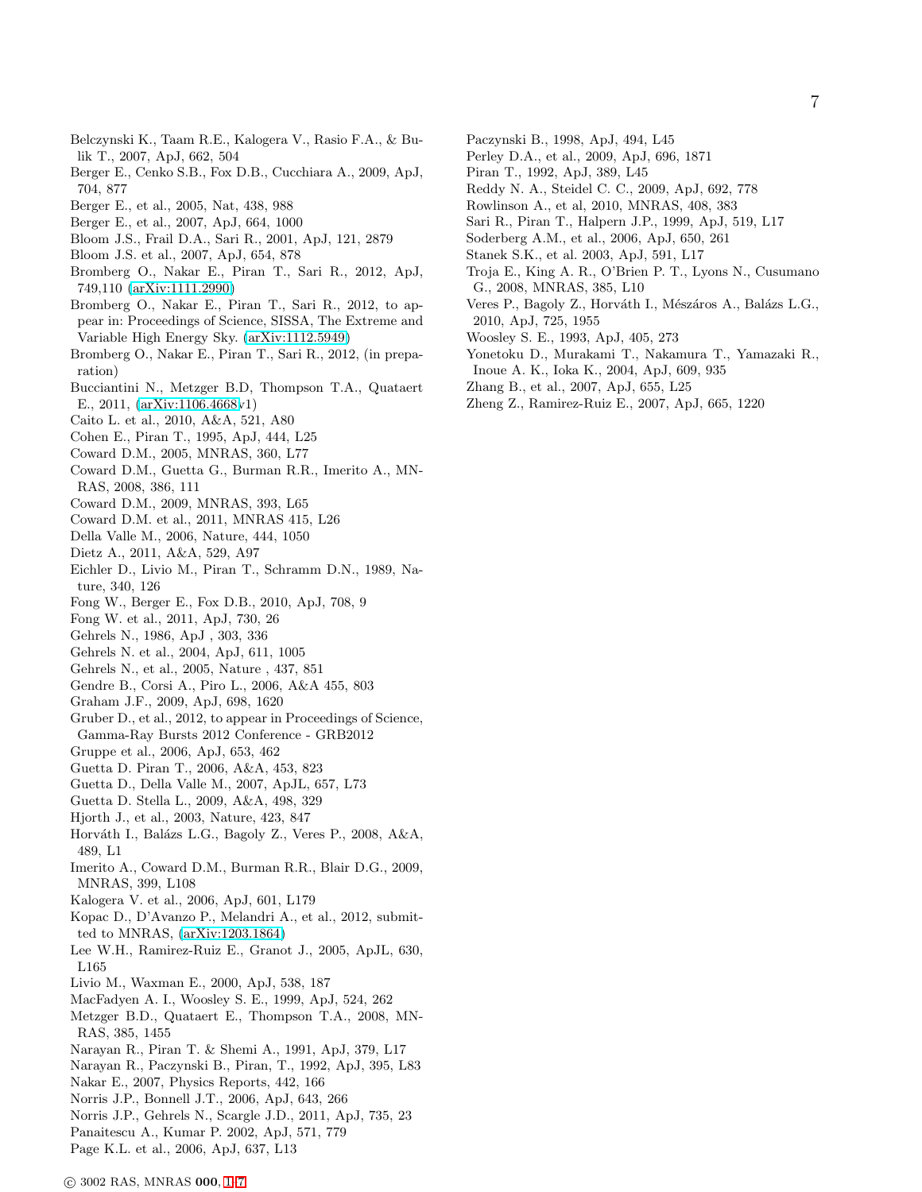Belczynski K., Taam R.E., Kalogera V., Rasio F.A., & Bulik T., 2007, ApJ, 662, 504

Berger E., Cenko S.B., Fox D.B., Cucchiara A., 2009, ApJ, 704, 877

Berger E., et al., 2005, Nat, 438, 988

Berger E., et al., 2007, ApJ, 664, 1000

Bloom J.S., Frail D.A., Sari R., 2001, ApJ, 121, 2879

Bloom J.S. et al., 2007, ApJ, 654, 878

Bromberg O., Nakar E., Piran T., Sari R., 2012, ApJ, 749,110 (arXiv:1111.2990)

Bromberg O., Nakar E., Piran T., Sari R., 2012, to appear in: Proceedings of Science, SISSA, The Extreme and Variable High Energy Sky. (arXiv:1112.5949)

Bromberg O., Nakar E., Piran T., Sari R., 2012, (in preparation)

Bucciantini N., Metzger B.D, Thompson T.A., Quataert E., 2011, (arXiv:1106.4668v1)

Caito L. et al., 2010, A&A, 521, A80

Cohen E., Piran T., 1995, ApJ, 444, L25

Coward D.M., 2005, MNRAS, 360, L77

Coward D.M., Guetta G., Burman R.R., Imerito A., MNRAS, 2008, 386, 111

Coward D.M., 2009, MNRAS, 393, L65

Coward D.M. et al., 2011, MNRAS 415, L26

Della Valle M., 2006, Nature, 444, 1050

Dietz A., 2011, A&A, 529, A97

Eichler D., Livio M., Piran T., Schramm D.N., 1989, Nature, 340, 126

Fong W., Berger E., Fox D.B., 2010, ApJ, 708, 9

Fong W. et al., 2011, ApJ, 730, 26

Gehrels N., 1986, ApJ , 303, 336

Gehrels N. et al., 2004, ApJ, 611, 1005

Gehrels N., et al., 2005, Nature , 437, 851

Gendre B., Corsi A., Piro L., 2006, A&A 455, 803

Graham J.F., 2009, ApJ, 698, 1620

Gruber D., et al., 2012, to appear in Proceedings of Science, Gamma-Ray Bursts 2012 Conference - GRB2012

Gruppe et al., 2006, ApJ, 653, 462

Guetta D. Piran T., 2006, A&A, 453, 823

Guetta D., Della Valle M., 2007, ApJL, 657, L73

Guetta D. Stella L., 2009, A&A, 498, 329

Hjorth J., et al., 2003, Nature, 423, 847

Horváth I., Balázs L.G., Bagoly Z., Veres P., 2008, A&A, 489, L1

Imerito A., Coward D.M., Burman R.R., Blair D.G., 2009, MNRAS, 399, L108

Kalogera V. et al., 2006, ApJ, 601, L179

Kopac D., D'Avanzo P., Melandri A., et al., 2012, submitted to MNRAS, (arXiv:1203.1864)

Lee W.H., Ramirez-Ruiz E., Granot J., 2005, ApJL, 630, L165

Livio M., Waxman E., 2000, ApJ, 538, 187

MacFadyen A. I., Woosley S. E., 1999, ApJ, 524, 262

Metzger B.D., Quataert E., Thompson T.A., 2008, MNRAS, 385, 1455

Narayan R., Piran T. & Shemi A., 1991, ApJ, 379, L17

Narayan R., Paczynski B., Piran, T., 1992, ApJ, 395, L83

Nakar E., 2007, Physics Reports, 442, 166

Norris J.P., Bonnell J.T., 2006, ApJ, 643, 266

Norris J.P., Gehrels N., Scargle J.D., 2011, ApJ, 735, 23

Panaitescu A., Kumar P. 2002, ApJ, 571, 779

Page K.L. et al., 2006, ApJ, 637, L13

Paczynski B., 1998, ApJ, 494, L45

Perley D.A., et al., 2009, ApJ, 696, 1871

Piran T., 1992, ApJ, 389, L45

Reddy N. A., Steidel C. C., 2009, ApJ, 692, 778

Rowlinson A., et al, 2010, MNRAS, 408, 383

Sari R., Piran T., Halpern J.P., 1999, ApJ, 519, L17

Soderberg A.M., et al., 2006, ApJ, 650, 261

Stanek S.K., et al. 2003, ApJ, 591, L17

Troja E., King A. R., O'Brien P. T., Lyons N., Cusumano G., 2008, MNRAS, 385, L10

Veres P., Bagoly Z., Horváth I., Mészáros A., Balázs L.G., 2010, ApJ, 725, 1955

Woosley S. E., 1993, ApJ, 405, 273

Yonetoku D., Murakami T., Nakamura T., Yamazaki R., Inoue A. K., Ioka K., 2004, ApJ, 609, 935

Zhang B., et al., 2007, ApJ, 655, L25

Zheng Z., Ramirez-Ruiz E., 2007, ApJ, 665, 1220